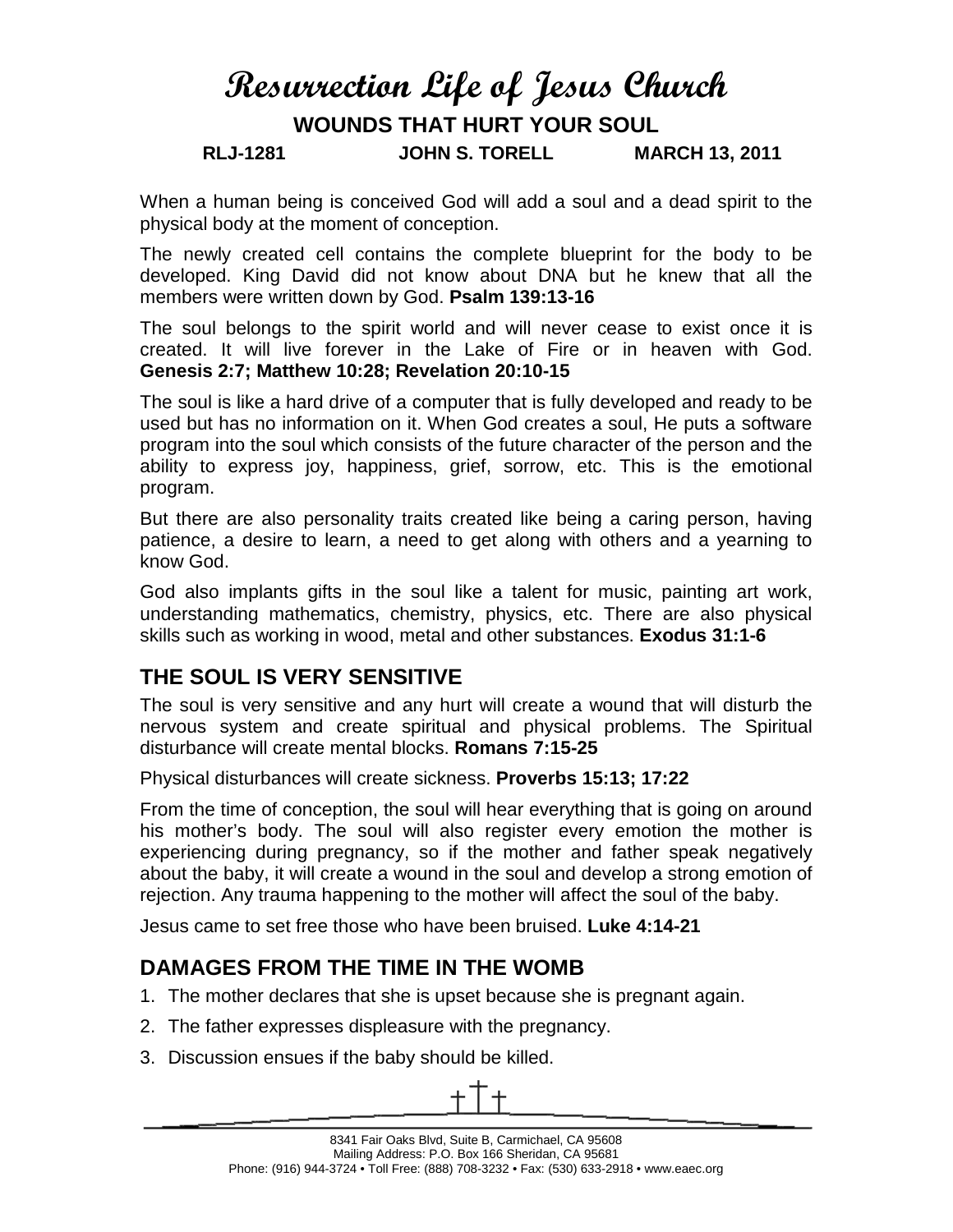# Resurrection Life of Jesus Church

## WOUNDS THAT HURT YOUR SOUL

**RLJ-1281 JOHN S. TORELL MARCH 13, 2011**

When a human being is conceived God will add a soul and a dead spirit to the physical body at the moment of conception.

The newly created cell contains the complete blueprint for the body to be developed. King David did not know about DNA but he knew that all the members were written down by God. **Psalm 139:13-16**

The soul belongs to the spirit world and will never cease to exist once it is created. It will live forever in the Lake of Fire or in heaven with God. **Genesis 2:7; Matthew 10:28; Revelation 20:10-15**

The soul is like a hard drive of a computer that is fully developed and ready to be used but has no information on it. When God creates a soul, He puts a software program into the soul which consists of the future character of the person and the ability to express joy, happiness, grief, sorrow, etc. This is the emotional program.

But there are also personality traits created like being a caring person, having patience, a desire to learn, a need to get along with others and a yearning to know God.

God also implants gifts in the soul like a talent for music, painting art work, understanding mathematics, chemistry, physics, etc. There are also physical skills such as working in wood, metal and other substances. **Exodus 31:1-6**

## THE SOUL IS VERY SENSITIVE

The soul is very sensitive and any hurt will create a wound that will disturb the nervous system and create spiritual and physical problems. The Spiritual disturbance will create mental blocks. **Romans 7:15-25**

Physical disturbances will create sickness. **Proverbs 15:13; 17:22**

From the time of conception, the soul will hear everything that is going on around his mother's body. The soul will also register every emotion the mother is experiencing during pregnancy, so if the mother and father speak negatively about the baby, it will create a wound in the soul and develop a strong emotion of rejection. Any trauma happening to the mother will affect the soul of the baby.

Jesus came to set free those who have been bruised. **Luke 4:14-21**

## DAMAGES FROM THE TIME IN THE WOMB

1. The mother declares that she is upset because she is pregnant again.
2. The father expresses displeasure with the pregnancy.
3. Discussion ensues if the baby should be killed.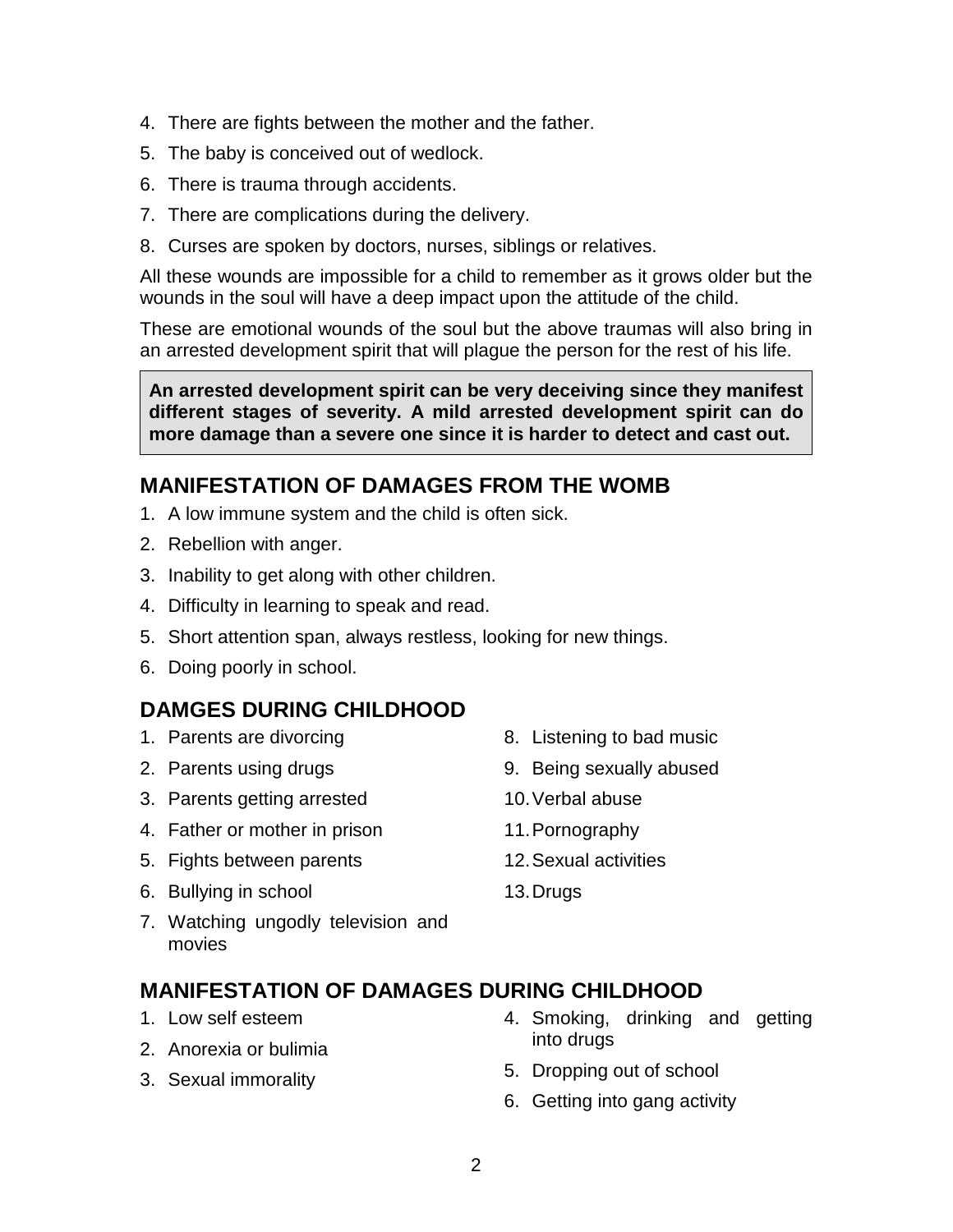4. There are fights between the mother and the father.
5. The baby is conceived out of wedlock.
6. There is trauma through accidents.
7. There are complications during the delivery.
8. Curses are spoken by doctors, nurses, siblings or relatives.

All these wounds are impossible for a child to remember as it grows older but the wounds in the soul will have a deep impact upon the attitude of the child.

These are emotional wounds of the soul but the above traumas will also bring in an arrested development spirit that will plague the person for the rest of his life.

**An arrested development spirit can be very deceiving since they manifest different stages of severity. A mild arrested development spirit can do more damage than a severe one since it is harder to detect and cast out.**

## MANIFESTATION OF DAMAGES FROM THE WOMB

1. A low immune system and the child is often sick.
2. Rebellion with anger.
3. Inability to get along with other children.
4. Difficulty in learning to speak and read.
5. Short attention span, always restless, looking for new things.
6. Doing poorly in school.

## DAMGES DURING CHILDHOOD

1. Parents are divorcing
2. Parents using drugs
3. Parents getting arrested
4. Father or mother in prison
5. Fights between parents
6. Bullying in school
7. Watching ungodly television and movies
8. Listening to bad music
9. Being sexually abused
10. Verbal abuse
11. Pornography
12. Sexual activities
13. Drugs

## MANIFESTATION OF DAMAGES DURING CHILDHOOD

1. Low self esteem
2. Anorexia or bulimia
3. Sexual immorality
4. Smoking, drinking and getting into drugs
5. Dropping out of school
6. Getting into gang activity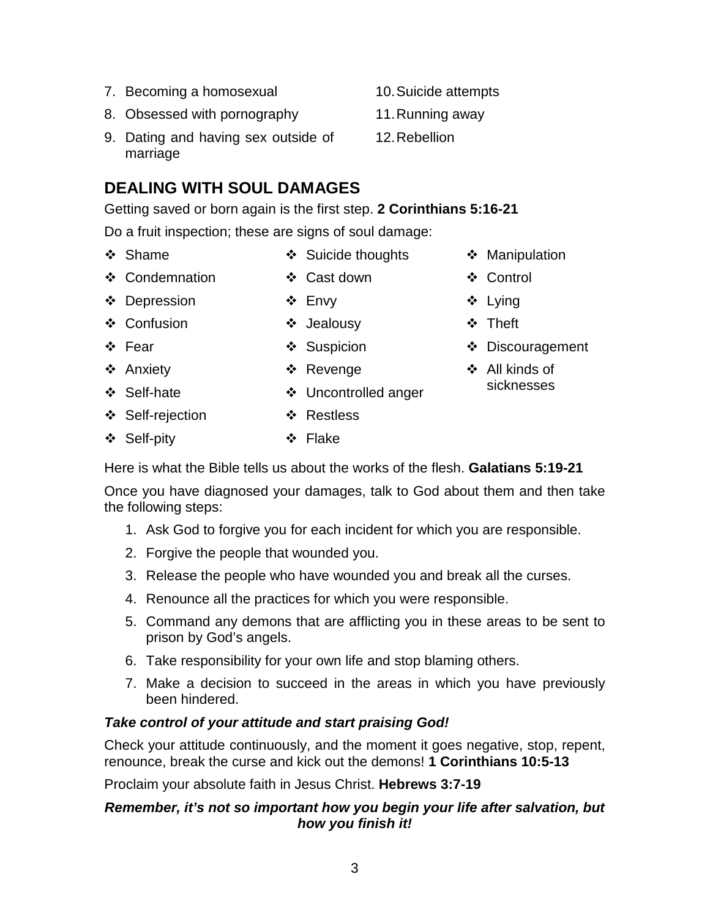7. Becoming a homosexual
8. Obsessed with pornography
9. Dating and having sex outside of marriage
10. Suicide attempts
11. Running away
12. Rebellion

## DEALING WITH SOUL DAMAGES

Getting saved or born again is the first step. **2 Corinthians 5:16-21**

Do a fruit inspection; these are signs of soul damage:

- ❖ Shame
- ❖ Condemnation
- ❖ Depression
- ❖ Confusion
- ❖ Fear
- ❖ Anxiety
- ❖ Self-hate
- ❖ Self-rejection
- ❖ Self-pity
- ❖ Suicide thoughts
- ❖ Cast down
- ❖ Envy
- ❖ Jealousy
- ❖ Suspicion
- ❖ Revenge
- ❖ Uncontrolled anger
- ❖ Restless
- ❖ Flake
- ❖ Manipulation
- ❖ Control
- ❖ Lying
- ❖ Theft
- ❖ Discouragement
- ❖ All kinds of sicknesses

Here is what the Bible tells us about the works of the flesh. **Galatians 5:19-21**

Once you have diagnosed your damages, talk to God about them and then take the following steps:

1. Ask God to forgive you for each incident for which you are responsible.
2. Forgive the people that wounded you.
3. Release the people who have wounded you and break all the curses.
4. Renounce all the practices for which you were responsible.
5. Command any demons that are afflicting you in these areas to be sent to prison by God's angels.
6. Take responsibility for your own life and stop blaming others.
7. Make a decision to succeed in the areas in which you have previously been hindered.

***Take control of your attitude and start praising God!***

Check your attitude continuously, and the moment it goes negative, stop, repent, renounce, break the curse and kick out the demons! **1 Corinthians 10:5-13**

Proclaim your absolute faith in Jesus Christ. **Hebrews 3:7-19**

***Remember, it's not so important how you begin your life after salvation, but how you finish it!***